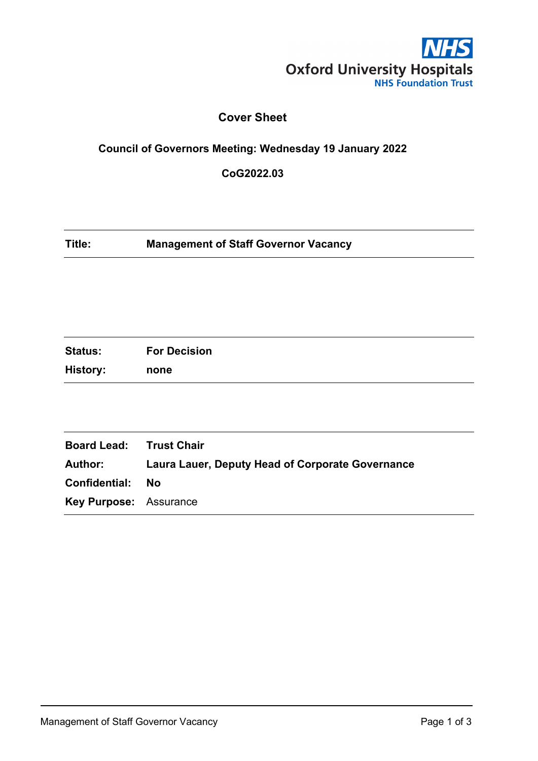Oxford University Hospitals
NHS Foundation Trust

## Cover Sheet

**Council of Governors Meeting: Wednesday 19 January 2022**

**CoG2022.03**

| | |
|---|---|
| **Title:** | **Management of Staff Governor Vacancy** |

| | |
|---|---|
| **Status:** | **For Decision** |
| **History:** | **none** |

| | |
|---|---|
| **Board Lead:** | **Trust Chair** |
| **Author:** | **Laura Lauer, Deputy Head of Corporate Governance** |
| **Confidential:** | **No** |
| **Key Purpose:** | Assurance |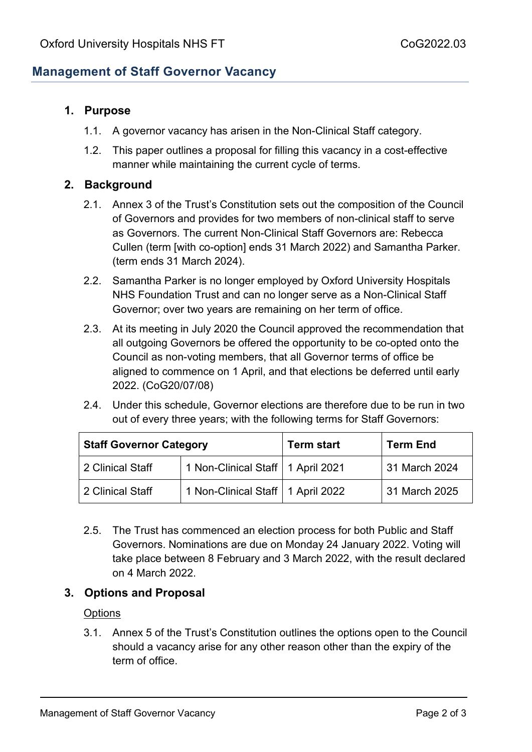## Management of Staff Governor Vacancy

### 1. Purpose

1.1. A governor vacancy has arisen in the Non-Clinical Staff category.

1.2. This paper outlines a proposal for filling this vacancy in a cost-effective manner while maintaining the current cycle of terms.

### 2. Background

2.1. Annex 3 of the Trust's Constitution sets out the composition of the Council of Governors and provides for two members of non-clinical staff to serve as Governors. The current Non-Clinical Staff Governors are: Rebecca Cullen (term [with co-option] ends 31 March 2022) and Samantha Parker. (term ends 31 March 2024).

2.2. Samantha Parker is no longer employed by Oxford University Hospitals NHS Foundation Trust and can no longer serve as a Non-Clinical Staff Governor; over two years are remaining on her term of office.

2.3. At its meeting in July 2020 the Council approved the recommendation that all outgoing Governors be offered the opportunity to be co-opted onto the Council as non-voting members, that all Governor terms of office be aligned to commence on 1 April, and that elections be deferred until early 2022. (CoG20/07/08)

2.4. Under this schedule, Governor elections are therefore due to be run in two out of every three years; with the following terms for Staff Governors:

| Staff Governor Category | | Term start | Term End |
|---|---|---|---|
| 2 Clinical Staff | 1 Non-Clinical Staff | 1 April 2021 | 31 March 2024 |
| 2 Clinical Staff | 1 Non-Clinical Staff | 1 April 2022 | 31 March 2025 |

2.5. The Trust has commenced an election process for both Public and Staff Governors. Nominations are due on Monday 24 January 2022. Voting will take place between 8 February and 3 March 2022, with the result declared on 4 March 2022.

### 3. Options and Proposal

Options

3.1. Annex 5 of the Trust's Constitution outlines the options open to the Council should a vacancy arise for any other reason other than the expiry of the term of office.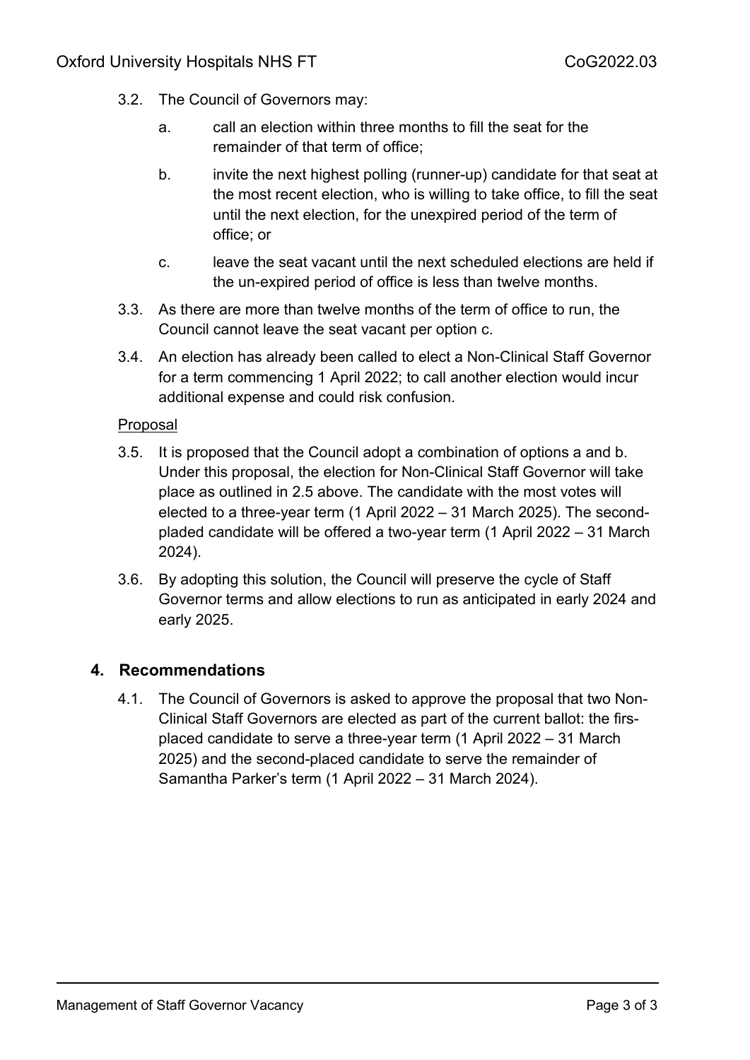3.2. The Council of Governors may:

   a. call an election within three months to fill the seat for the remainder of that term of office;

   b. invite the next highest polling (runner-up) candidate for that seat at the most recent election, who is willing to take office, to fill the seat until the next election, for the unexpired period of the term of office; or

   c. leave the seat vacant until the next scheduled elections are held if the un-expired period of office is less than twelve months.

3.3. As there are more than twelve months of the term of office to run, the Council cannot leave the seat vacant per option c.

3.4. An election has already been called to elect a Non-Clinical Staff Governor for a term commencing 1 April 2022; to call another election would incur additional expense and could risk confusion.

Proposal

3.5. It is proposed that the Council adopt a combination of options a and b. Under this proposal, the election for Non-Clinical Staff Governor will take place as outlined in 2.5 above. The candidate with the most votes will elected to a three-year term (1 April 2022 – 31 March 2025). The second-pladed candidate will be offered a two-year term (1 April 2022 – 31 March 2024).

3.6. By adopting this solution, the Council will preserve the cycle of Staff Governor terms and allow elections to run as anticipated in early 2024 and early 2025.

## 4. Recommendations

4.1. The Council of Governors is asked to approve the proposal that two Non-Clinical Staff Governors are elected as part of the current ballot: the firs-placed candidate to serve a three-year term (1 April 2022 – 31 March 2025) and the second-placed candidate to serve the remainder of Samantha Parker's term (1 April 2022 – 31 March 2024).